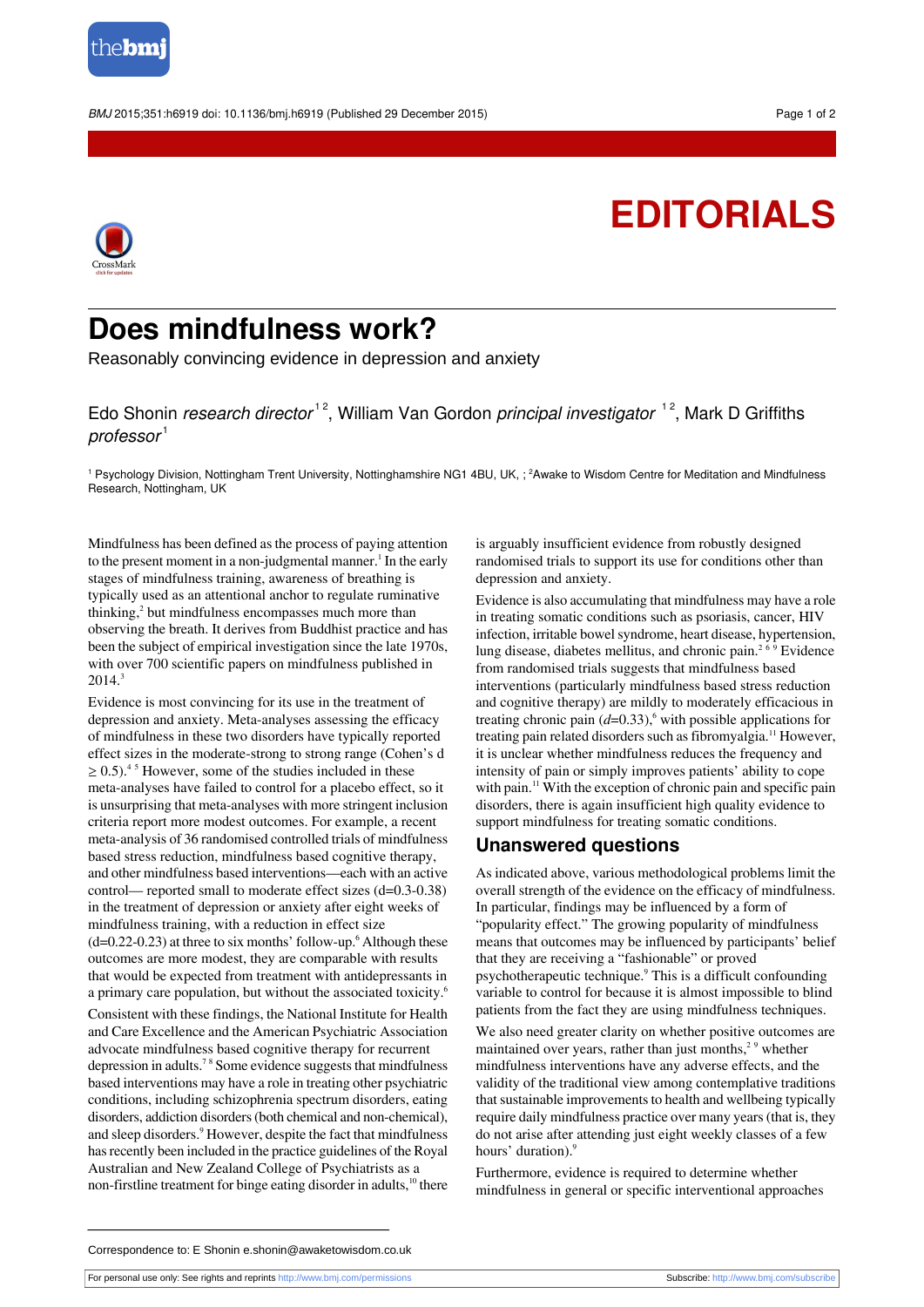# EDITORIALS

## Does mindfulness work?

Reasonably convincing evidence in depression and anxiety

Edo Shonin *research director*[1,2], William Van Gordon *principal investigator*[1,2], Mark D Griffiths *professor*[1]

[1] Psychology Division, Nottingham Trent University, Nottinghamshire NG1 4BU, UK, ; [2]Awake to Wisdom Centre for Meditation and Mindfulness Research, Nottingham, UK

Mindfulness has been defined as the process of paying attention to the present moment in a non-judgmental manner.[1] In the early stages of mindfulness training, awareness of breathing is typically used as an attentional anchor to regulate ruminative thinking,[2] but mindfulness encompasses much more than observing the breath. It derives from Buddhist practice and has been the subject of empirical investigation since the late 1970s, with over 700 scientific papers on mindfulness published in 2014.[3]

Evidence is most convincing for its use in the treatment of depression and anxiety. Meta-analyses assessing the efficacy of mindfulness in these two disorders have typically reported effect sizes in the moderate-strong to strong range (Cohen's d $\geq 0.5$).[4,5] However, some of the studies included in these meta-analyses have failed to control for a placebo effect, so it is unsurprising that meta-analyses with more stringent inclusion criteria report more modest outcomes. For example, a recent meta-analysis of 36 randomised controlled trials of mindfulness based stress reduction, mindfulness based cognitive therapy, and other mindfulness based interventions—each with an active control— reported small to moderate effect sizes (d=0.3-0.38) in the treatment of depression or anxiety after eight weeks of mindfulness training, with a reduction in effect size (d=0.22-0.23) at three to six months' follow-up.[6] Although these outcomes are more modest, they are comparable with results that would be expected from treatment with antidepressants in a primary care population, but without the associated toxicity.[6]

Consistent with these findings, the National Institute for Health and Care Excellence and the American Psychiatric Association advocate mindfulness based cognitive therapy for recurrent depression in adults.[7,8] Some evidence suggests that mindfulness based interventions may have a role in treating other psychiatric conditions, including schizophrenia spectrum disorders, eating disorders, addiction disorders (both chemical and non-chemical), and sleep disorders.[9] However, despite the fact that mindfulness has recently been included in the practice guidelines of the Royal Australian and New Zealand College of Psychiatrists as a non-firstline treatment for binge eating disorder in adults,[10] there is arguably insufficient evidence from robustly designed randomised trials to support its use for conditions other than depression and anxiety.

Evidence is also accumulating that mindfulness may have a role in treating somatic conditions such as psoriasis, cancer, HIV infection, irritable bowel syndrome, heart disease, hypertension, lung disease, diabetes mellitus, and chronic pain.[2,6,9] Evidence from randomised trials suggests that mindfulness based interventions (particularly mindfulness based stress reduction and cognitive therapy) are mildly to moderately efficacious in treating chronic pain ($d$=0.33),[6] with possible applications for treating pain related disorders such as fibromyalgia.[11] However, it is unclear whether mindfulness reduces the frequency and intensity of pain or simply improves patients' ability to cope with pain.[11] With the exception of chronic pain and specific pain disorders, there is again insufficient high quality evidence to support mindfulness for treating somatic conditions.

### Unanswered questions

As indicated above, various methodological problems limit the overall strength of the evidence on the efficacy of mindfulness. In particular, findings may be influenced by a form of "popularity effect." The growing popularity of mindfulness means that outcomes may be influenced by participants' belief that they are receiving a "fashionable" or proved psychotherapeutic technique.[9] This is a difficult confounding variable to control for because it is almost impossible to blind patients from the fact they are using mindfulness techniques.

We also need greater clarity on whether positive outcomes are maintained over years, rather than just months,[2,9] whether mindfulness interventions have any adverse effects, and the validity of the traditional view among contemplative traditions that sustainable improvements to health and wellbeing typically require daily mindfulness practice over many years (that is, they do not arise after attending just eight weekly classes of a few hours' duration).[9]

Furthermore, evidence is required to determine whether mindfulness in general or specific interventional approaches

Correspondence to: E Shonin e.shonin@awaketowisdom.co.uk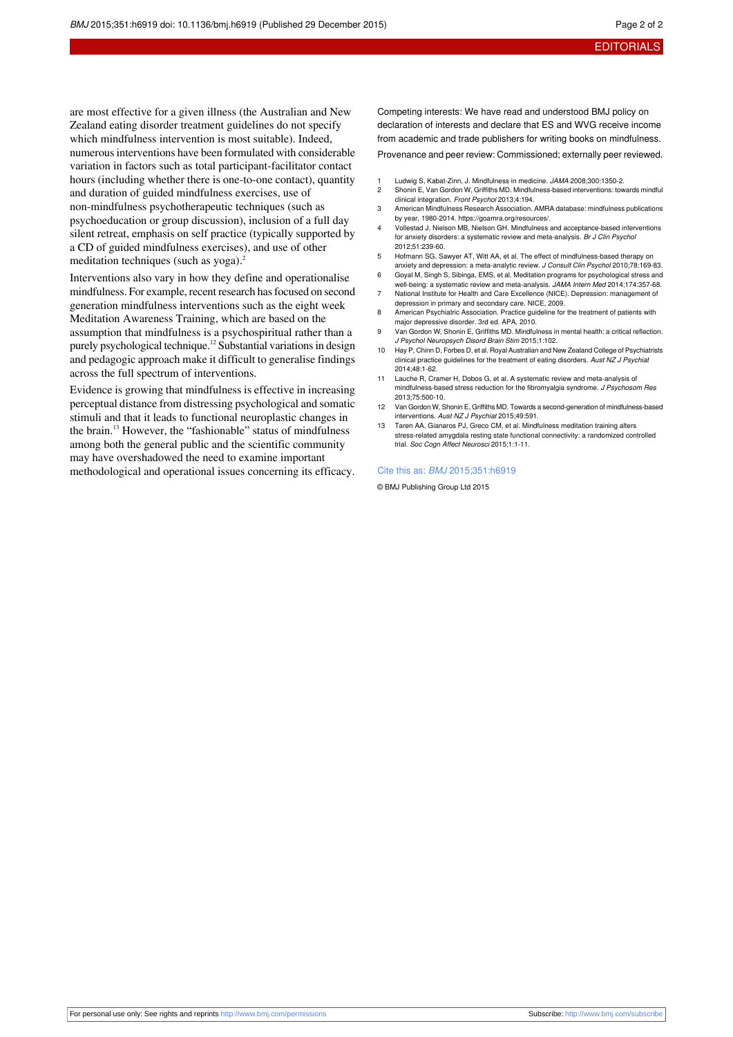are most effective for a given illness (the Australian and New Zealand eating disorder treatment guidelines do not specify which mindfulness intervention is most suitable). Indeed, numerous interventions have been formulated with considerable variation in factors such as total participant-facilitator contact hours (including whether there is one-to-one contact), quantity and duration of guided mindfulness exercises, use of non-mindfulness psychotherapeutic techniques (such as psychoeducation or group discussion), inclusion of a full day silent retreat, emphasis on self practice (typically supported by a CD of guided mindfulness exercises), and use of other meditation techniques (such as yoga).[2]

Interventions also vary in how they define and operationalise mindfulness. For example, recent research has focused on second generation mindfulness interventions such as the eight week Meditation Awareness Training, which are based on the assumption that mindfulness is a psychospiritual rather than a purely psychological technique.[12] Substantial variations in design and pedagogic approach make it difficult to generalise findings across the full spectrum of interventions.

Evidence is growing that mindfulness is effective in increasing perceptual distance from distressing psychological and somatic stimuli and that it leads to functional neuroplastic changes in the brain.[13] However, the "fashionable" status of mindfulness among both the general public and the scientific community may have overshadowed the need to examine important methodological and operational issues concerning its efficacy.

Competing interests: We have read and understood BMJ policy on declaration of interests and declare that ES and WVG receive income from academic and trade publishers for writing books on mindfulness.

Provenance and peer review: Commissioned; externally peer reviewed.

1. Ludwig S, Kabat-Zinn, J. Mindfulness in medicine. *JAMA* 2008;300:1350-2.
2. Shonin E, Van Gordon W, Griffiths MD. Mindfulness-based interventions: towards mindful clinical integration. *Front Psychol* 2013;4:194.
3. American Mindfulness Research Association. AMRA database: mindfulness publications by year, 1980-2014. https://goamra.org/resources/.
4. Vollestad J, Nielson MB, Nielson GH. Mindfulness and acceptance-based interventions for anxiety disorders: a systematic review and meta-analysis. *Br J Clin Psychol* 2012;51:239-60.
5. Hofmann SG, Sawyer AT, Witt AA, et al. The effect of mindfulness-based therapy on anxiety and depression: a meta-analytic review. *J Consult Clin Psychol* 2010;78:169-83.
6. Goyal M, Singh S, Sibinga, EMS, et al. Meditation programs for psychological stress and well-being: a systematic review and meta-analysis. *JAMA Intern Med* 2014;174:357-68.
7. National Institute for Health and Care Excellence (NICE). Depression: management of depression in primary and secondary care. NICE, 2009.
8. American Psychiatric Association. Practice guideline for the treatment of patients with major depressive disorder. 3rd ed. APA, 2010.
9. Van Gordon W, Shonin E, Griffiths MD. Mindfulness in mental health: a critical reflection. *J Psychol Neuropsych Disord Brain Stim* 2015;1:102.
10. Hay P, Chinn D, Forbes D, et al. Royal Australian and New Zealand College of Psychiatrists clinical practice guidelines for the treatment of eating disorders. *Aust NZ J Psychiat* 2014;48:1-62.
11. Lauche R, Cramer H, Dobos G, et al. A systematic review and meta-analysis of mindfulness-based stress reduction for the fibromyalgia syndrome. *J Psychosom Res* 2013;75:500-10.
12. Van Gordon W, Shonin E, Griffiths MD. Towards a second-generation of mindfulness-based interventions. *Aust NZ J Psychiat* 2015;49:591.
13. Taren AA, Gianaros PJ, Greco CM, et al. Mindfulness meditation training alters stress-related amygdala resting state functional connectivity: a randomized controlled trial. *Soc Cogn Affect Neurosci* 2015;1:1-11.

Cite this as: *BMJ* 2015;351:h6919

© BMJ Publishing Group Ltd 2015